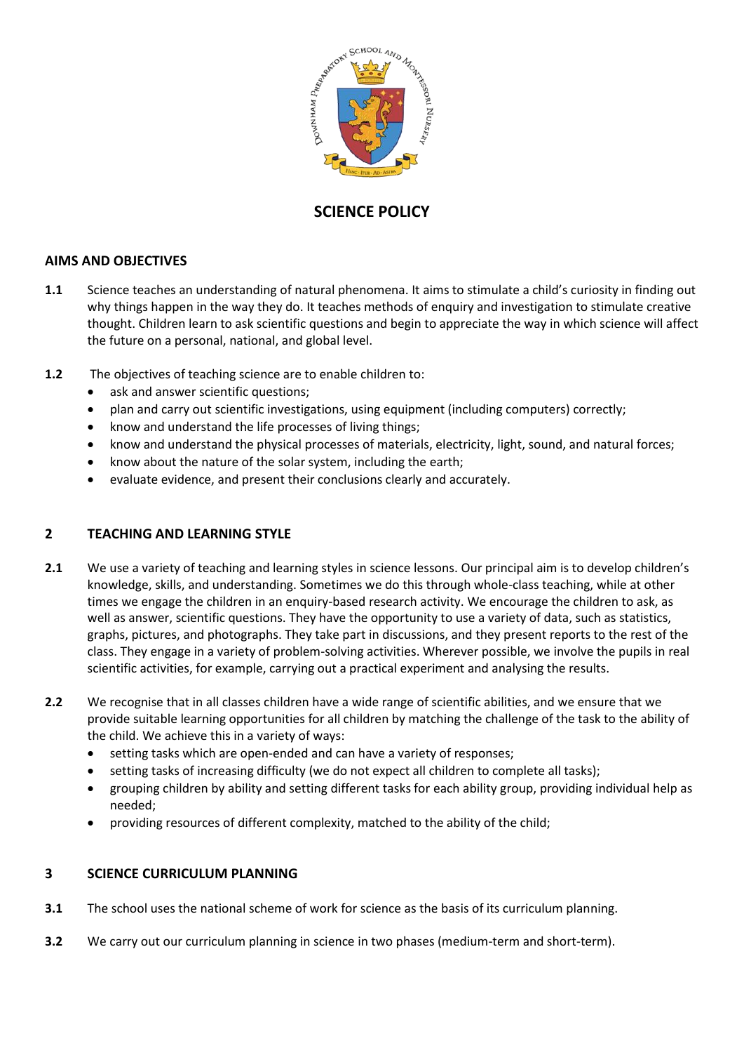# SCIENCE POLICY

## AIMS AND OBJECTIVES

**1.1** Science teaches an understanding of natural phenomena. It aims to stimulate a child's curiosity in finding out why things happen in the way they do. It teaches methods of enquiry and investigation to stimulate creative thought. Children learn to ask scientific questions and begin to appreciate the way in which science will affect the future on a personal, national, and global level.

**1.2** The objectives of teaching science are to enable children to:

- ask and answer scientific questions;
- plan and carry out scientific investigations, using equipment (including computers) correctly;
- know and understand the life processes of living things;
- know and understand the physical processes of materials, electricity, light, sound, and natural forces;
- know about the nature of the solar system, including the earth;
- evaluate evidence, and present their conclusions clearly and accurately.

## 2 TEACHING AND LEARNING STYLE

**2.1** We use a variety of teaching and learning styles in science lessons. Our principal aim is to develop children's knowledge, skills, and understanding. Sometimes we do this through whole-class teaching, while at other times we engage the children in an enquiry-based research activity. We encourage the children to ask, as well as answer, scientific questions. They have the opportunity to use a variety of data, such as statistics, graphs, pictures, and photographs. They take part in discussions, and they present reports to the rest of the class. They engage in a variety of problem-solving activities. Wherever possible, we involve the pupils in real scientific activities, for example, carrying out a practical experiment and analysing the results.

**2.2** We recognise that in all classes children have a wide range of scientific abilities, and we ensure that we provide suitable learning opportunities for all children by matching the challenge of the task to the ability of the child. We achieve this in a variety of ways:

- setting tasks which are open-ended and can have a variety of responses;
- setting tasks of increasing difficulty (we do not expect all children to complete all tasks);
- grouping children by ability and setting different tasks for each ability group, providing individual help as needed;
- providing resources of different complexity, matched to the ability of the child;

## 3 SCIENCE CURRICULUM PLANNING

**3.1** The school uses the national scheme of work for science as the basis of its curriculum planning.

**3.2** We carry out our curriculum planning in science in two phases (medium-term and short-term).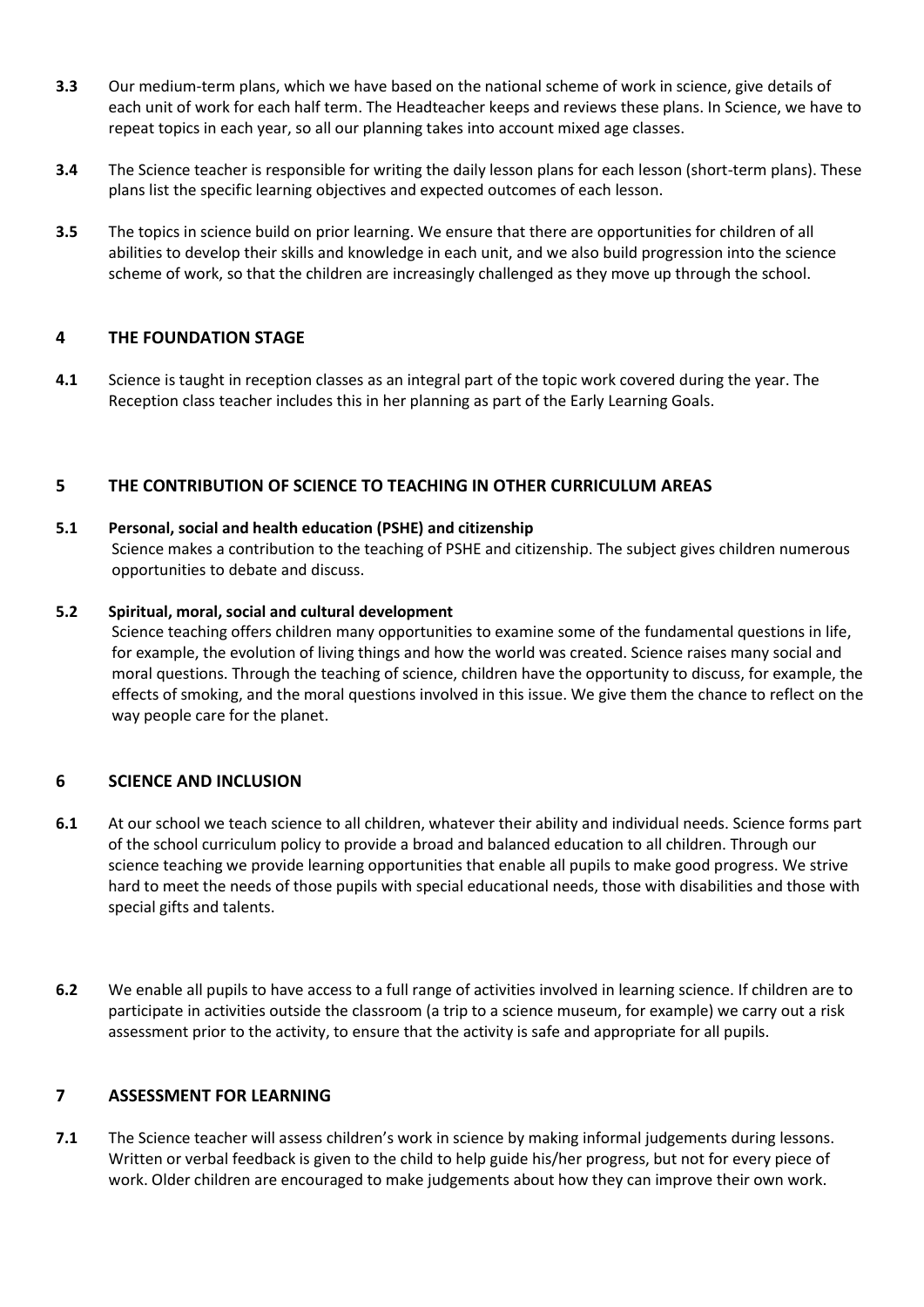**3.3** Our medium-term plans, which we have based on the national scheme of work in science, give details of each unit of work for each half term. The Headteacher keeps and reviews these plans. In Science, we have to repeat topics in each year, so all our planning takes into account mixed age classes.

**3.4** The Science teacher is responsible for writing the daily lesson plans for each lesson (short-term plans). These plans list the specific learning objectives and expected outcomes of each lesson.

**3.5** The topics in science build on prior learning. We ensure that there are opportunities for children of all abilities to develop their skills and knowledge in each unit, and we also build progression into the science scheme of work, so that the children are increasingly challenged as they move up through the school.

## 4 THE FOUNDATION STAGE

**4.1** Science is taught in reception classes as an integral part of the topic work covered during the year. The Reception class teacher includes this in her planning as part of the Early Learning Goals.

## 5 THE CONTRIBUTION OF SCIENCE TO TEACHING IN OTHER CURRICULUM AREAS

**5.1 Personal, social and health education (PSHE) and citizenship**

Science makes a contribution to the teaching of PSHE and citizenship. The subject gives children numerous opportunities to debate and discuss.

**5.2 Spiritual, moral, social and cultural development**

Science teaching offers children many opportunities to examine some of the fundamental questions in life, for example, the evolution of living things and how the world was created. Science raises many social and moral questions. Through the teaching of science, children have the opportunity to discuss, for example, the effects of smoking, and the moral questions involved in this issue. We give them the chance to reflect on the way people care for the planet.

## 6 SCIENCE AND INCLUSION

**6.1** At our school we teach science to all children, whatever their ability and individual needs. Science forms part of the school curriculum policy to provide a broad and balanced education to all children. Through our science teaching we provide learning opportunities that enable all pupils to make good progress. We strive hard to meet the needs of those pupils with special educational needs, those with disabilities and those with special gifts and talents.

**6.2** We enable all pupils to have access to a full range of activities involved in learning science. If children are to participate in activities outside the classroom (a trip to a science museum, for example) we carry out a risk assessment prior to the activity, to ensure that the activity is safe and appropriate for all pupils.

## 7 ASSESSMENT FOR LEARNING

**7.1** The Science teacher will assess children's work in science by making informal judgements during lessons. Written or verbal feedback is given to the child to help guide his/her progress, but not for every piece of work. Older children are encouraged to make judgements about how they can improve their own work.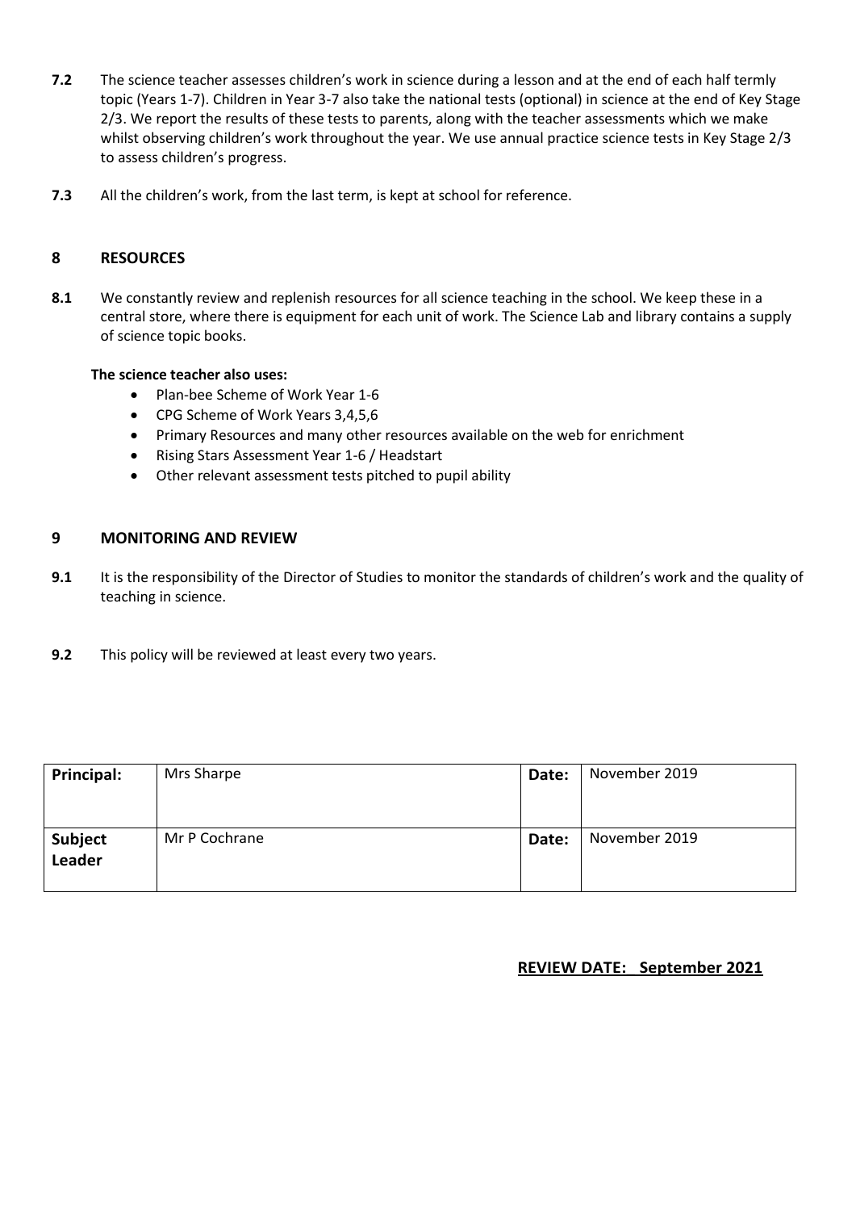**7.2** The science teacher assesses children's work in science during a lesson and at the end of each half termly topic (Years 1-7). Children in Year 3-7 also take the national tests (optional) in science at the end of Key Stage 2/3. We report the results of these tests to parents, along with the teacher assessments which we make whilst observing children's work throughout the year. We use annual practice science tests in Key Stage 2/3 to assess children's progress.

**7.3** All the children's work, from the last term, is kept at school for reference.

## 8 RESOURCES

**8.1** We constantly review and replenish resources for all science teaching in the school. We keep these in a central store, where there is equipment for each unit of work. The Science Lab and library contains a supply of science topic books.

**The science teacher also uses:**

- Plan-bee Scheme of Work Year 1-6
- CPG Scheme of Work Years 3,4,5,6
- Primary Resources and many other resources available on the web for enrichment
- Rising Stars Assessment Year 1-6 / Headstart
- Other relevant assessment tests pitched to pupil ability

## 9 MONITORING AND REVIEW

**9.1** It is the responsibility of the Director of Studies to monitor the standards of children's work and the quality of teaching in science.

**9.2** This policy will be reviewed at least every two years.

| | | | |
|---|---|---|---|
| **Principal:** | Mrs Sharpe | **Date:** | November 2019 |
| **Subject Leader** | Mr P Cochrane | **Date:** | November 2019 |

**REVIEW DATE: September 2021**